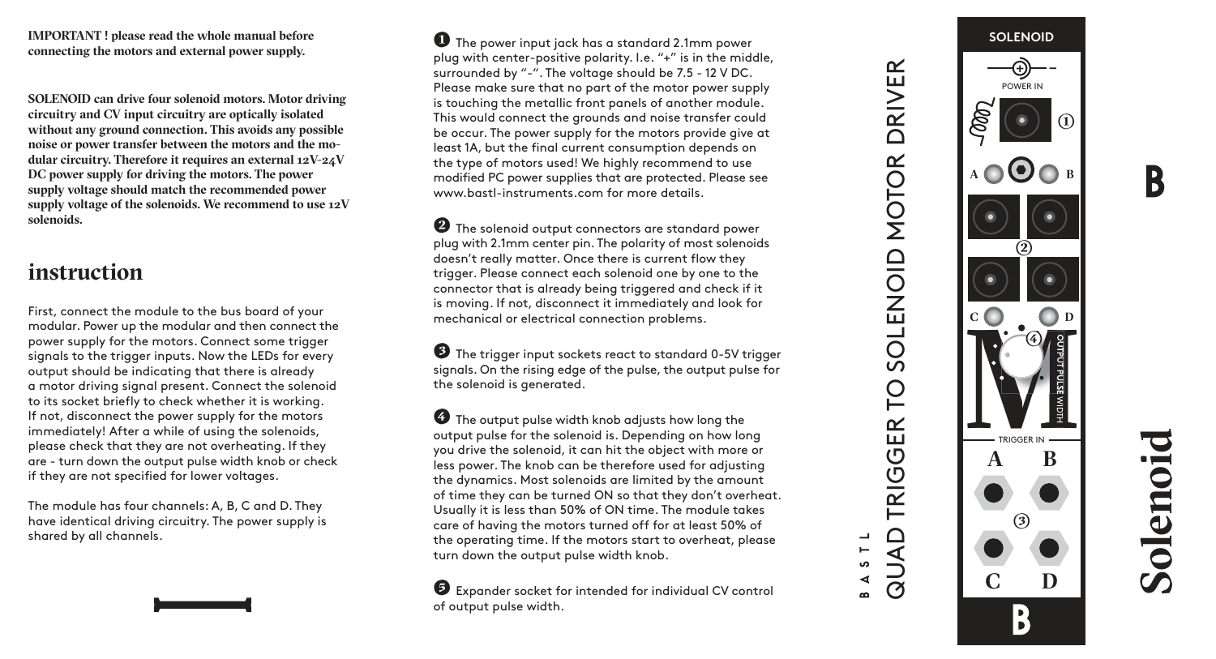**IMPORTANT ! please read the whole manual before connecting the motors and external power supply.**

**SOLENOID can drive four solenoid motors. Motor driving circuitry and CV input circuitry are optically isolated without any ground connection. This avoids any possible noise or power transfer between the motors and the modular circuitry. Therefore it requires an external 12V-24V DC power supply for driving the motors. The power supply voltage should match the recommended power supply voltage of the solenoids. We recommend to use 12V solenoids.**

## instruction

First, connect the module to the bus board of your modular. Power up the modular and then connect the power supply for the motors. Connect some trigger signals to the trigger inputs. Now the LEDs for every output should be indicating that there is already a motor driving signal present. Connect the solenoid to its socket briefly to check whether it is working. If not, disconnect the power supply for the motors immediately! After a while of using the solenoids, please check that they are not overheating. If they are - turn down the output pulse width knob or check if they are not specified for lower voltages.

The module has four channels: A, B, C and D. They have identical driving circuitry. The power supply is shared by all channels.

❶ The power input jack has a standard 2.1mm power plug with center-positive polarity. I.e. "+" is in the middle, surrounded by "-". The voltage should be 7.5 - 12 V DC. Please make sure that no part of the motor power supply is touching the metallic front panels of another module. This would connect the grounds and noise transfer could be occur. The power supply for the motors provide give at least 1A, but the final current consumption depends on the type of motors used! We highly recommend to use modified PC power supplies that are protected. Please see www.bastl-instruments.com for more details.

❷ The solenoid output connectors are standard power plug with 2.1mm center pin. The polarity of most solenoids doesn't really matter. Once there is current flow they trigger. Please connect each solenoid one by one to the connector that is already being triggered and check if it is moving. If not, disconnect it immediately and look for mechanical or electrical connection problems.

❸ The trigger input sockets react to standard 0-5V trigger signals. On the rising edge of the pulse, the output pulse for the solenoid is generated.

❹ The output pulse width knob adjusts how long the output pulse for the solenoid is. Depending on how long you drive the solenoid, it can hit the object with more or less power. The knob can be therefore used for adjusting the dynamics. Most solenoids are limited by the amount of time they can be turned ON so that they don't overheat. Usually it is less than 50% of ON time. The module takes care of having the motors turned off for at least 50% of the operating time. If the motors start to overheat, please turn down the output pulse width knob.

❺ Expander socket for intended for individual CV control of output pulse width.

BASTL

QUAD TRIGGER TO SOLENOID MOTOR DRIVER

SOLENOID

POWER IN

① A B ② C D ④ OUTPUT PULSE WIDTH

TRIGGER IN

A B ③ C D

B

# Solenoid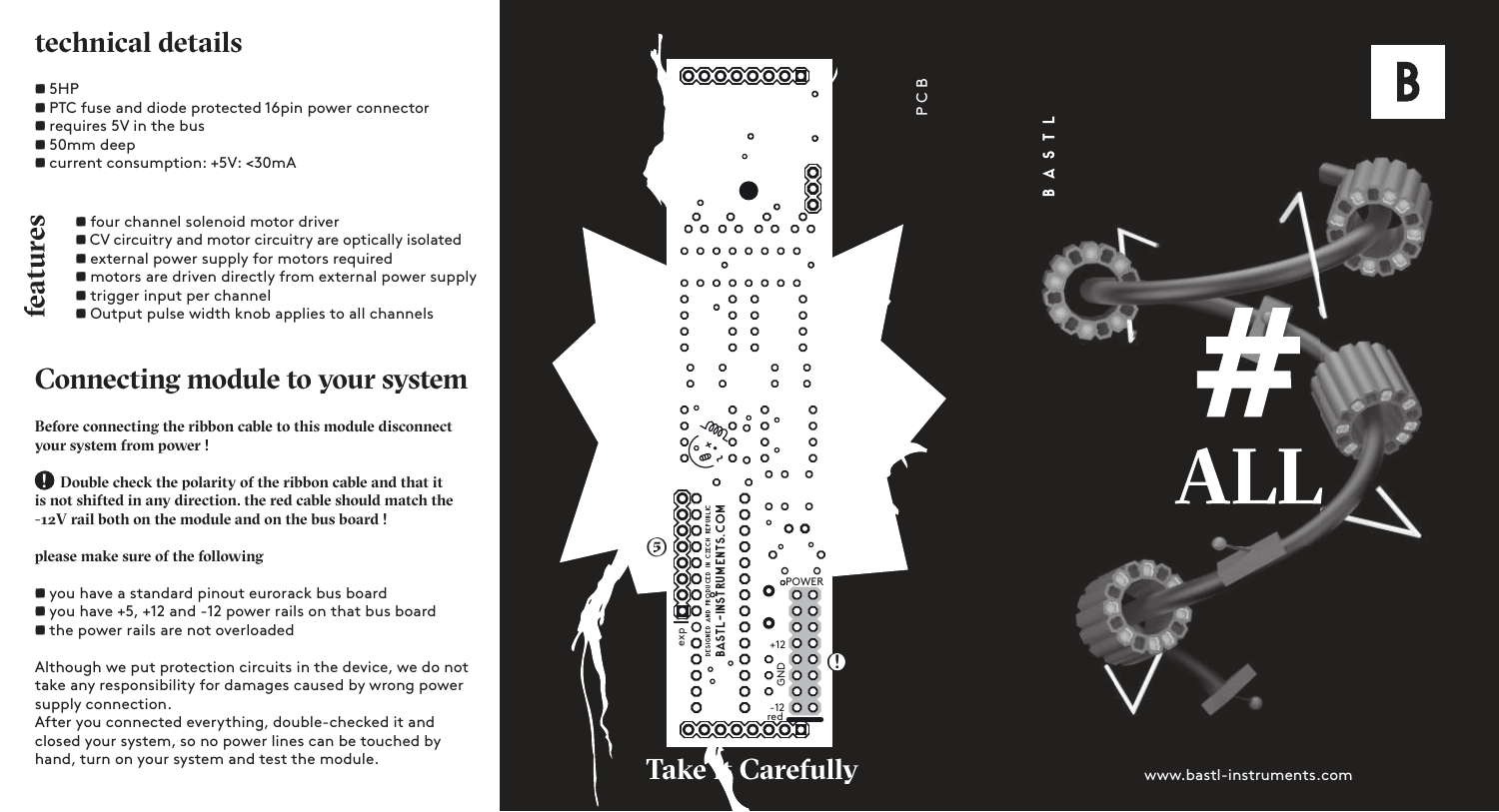## technical details

- 5HP
- PTC fuse and diode protected 16pin power connector
- requires 5V in the bus
- 50mm deep
- current consumption: +5V: <30mA

## features

- four channel solenoid motor driver
- CV circuitry and motor circuitry are optically isolated
- external power supply for motors required
- motors are driven directly from external power supply
- trigger input per channel
- Output pulse width knob applies to all channels

## Connecting module to your system

**Before connecting the ribbon cable to this module disconnect your system from power !**

**! Double check the polarity of the ribbon cable and that it is not shifted in any direction. the red cable should match the -12V rail both on the module and on the bus board !**

**please make sure of the following**

- you have a standard pinout eurorack bus board
- you have +5, +12 and -12 power rails on that bus board
- the power rails are not overloaded

Although we put protection circuits in the device, we do not take any responsibility for damages caused by wrong power supply connection.
After you connected everything, double-checked it and closed your system, so no power lines can be touched by hand, turn on your system and test the module.

PCB

DESIGNED AND PRODUCED IN CZECH REPUBLIC
BASTL-INSTRUMENTS.COM

exp
POWER
+12
GND
-12
red

**Take It Carefully**

BASTL

B

# ALL

www.bastl-instruments.com